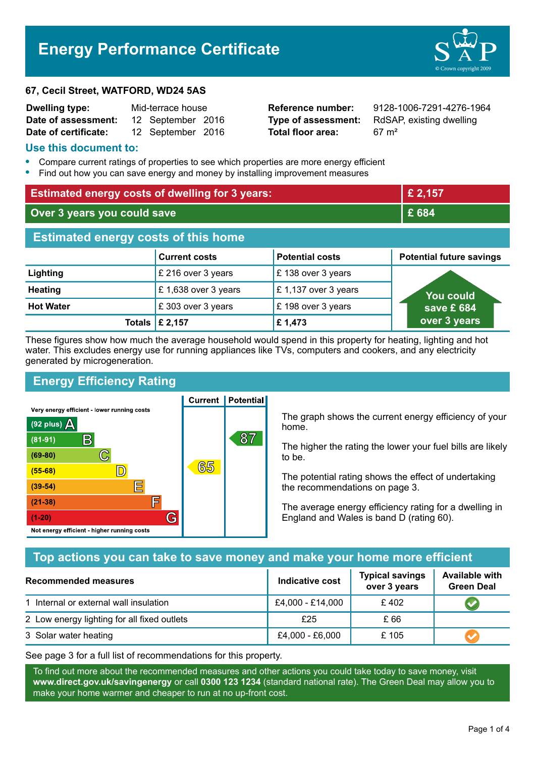# Energy Performance Certificate

**67, Cecil Street, WATFORD, WD24 5AS**

| | | | |
|---|---|---|---|
| **Dwelling type:** | Mid-terrace house | **Reference number:** | 9128-1006-7291-4276-1964 |
| **Date of assessment:** | 12 September 2016 | **Type of assessment:** | RdSAP, existing dwelling |
| **Date of certificate:** | 12 September 2016 | **Total floor area:** | 67 m² |

## Use this document to:

- Compare current ratings of properties to see which properties are more energy efficient
- Find out how you can save energy and money by installing improvement measures

| | |
|---|---|
| **Estimated energy costs of dwelling for 3 years:** | **£ 2,157** |
| **Over 3 years you could save** | **£ 684** |

## Estimated energy costs of this home

| | Current costs | Potential costs | Potential future savings |
|---|---|---|---|
| **Lighting** | £ 216 over 3 years | £ 138 over 3 years | You could save £ 684 over 3 years |
| **Heating** | £ 1,638 over 3 years | £ 1,137 over 3 years | |
| **Hot Water** | £ 303 over 3 years | £ 198 over 3 years | |
| **Totals** | **£ 2,157** | **£ 1,473** | |

These figures show how much the average household would spend in this property for heating, lighting and hot water. This excludes energy use for running appliances like TVs, computers and cookers, and any electricity generated by microgeneration.

## Energy Efficiency Rating

| Rating | Current | Potential |
|---|---|---|
| Very energy efficient - lower running costs | | |
| (92 plus) A | | |
| (81-91) B | | 87 |
| (69-80) C | | |
| (55-68) D | 65 | |
| (39-54) E | | |
| (21-38) F | | |
| (1-20) G | | |
| Not energy efficient - higher running costs | | |

The graph shows the current energy efficiency of your home.

The higher the rating the lower your fuel bills are likely to be.

The potential rating shows the effect of undertaking the recommendations on page 3.

The average energy efficiency rating for a dwelling in England and Wales is band D (rating 60).

## Top actions you can take to save money and make your home more efficient

| Recommended measures | Indicative cost | Typical savings over 3 years | Available with Green Deal |
|---|---|---|---|
| 1 Internal or external wall insulation | £4,000 - £14,000 | £ 402 | ✔ |
| 2 Low energy lighting for all fixed outlets | £25 | £ 66 | |
| 3 Solar water heating | £4,000 - £6,000 | £ 105 | ✔ |

See page 3 for a full list of recommendations for this property.

To find out more about the recommended measures and other actions you could take today to save money, visit **www.direct.gov.uk/savingenergy** or call **0300 123 1234** (standard national rate). The Green Deal may allow you to make your home warmer and cheaper to run at no up-front cost.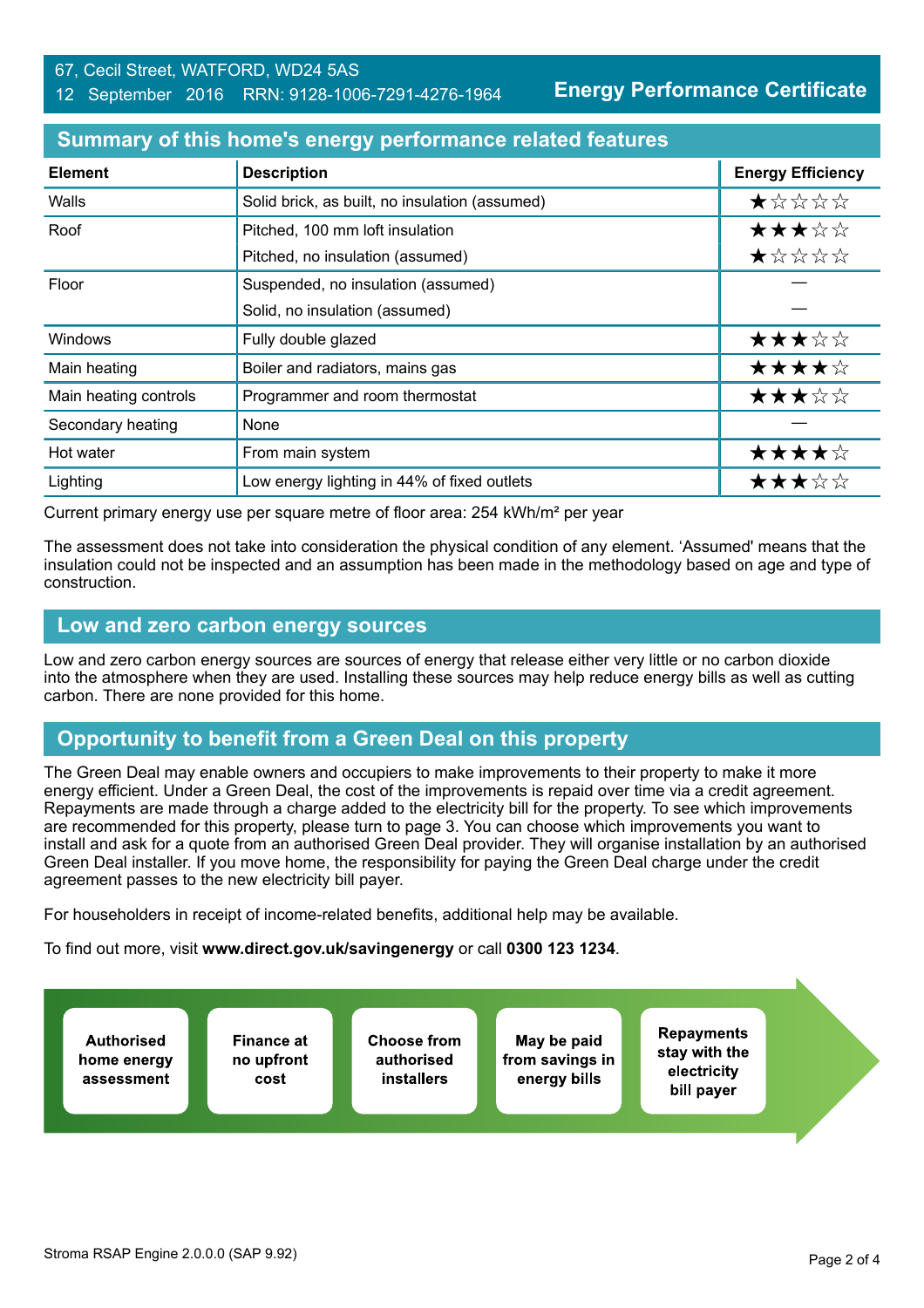67, Cecil Street, WATFORD, WD24 5AS
12 September 2016 RRN: 9128-1006-7291-4276-1964

**Energy Performance Certificate**

## Summary of this home's energy performance related features

| Element | Description | Energy Efficiency |
|---|---|---|
| Walls | Solid brick, as built, no insulation (assumed) | ★☆☆☆☆ |
| Roof | Pitched, 100 mm loft insulation | ★★★☆☆ |
| | Pitched, no insulation (assumed) | ★☆☆☆☆ |
| Floor | Suspended, no insulation (assumed) | — |
| | Solid, no insulation (assumed) | — |
| Windows | Fully double glazed | ★★★☆☆ |
| Main heating | Boiler and radiators, mains gas | ★★★★☆ |
| Main heating controls | Programmer and room thermostat | ★★★☆☆ |
| Secondary heating | None | — |
| Hot water | From main system | ★★★★☆ |
| Lighting | Low energy lighting in 44% of fixed outlets | ★★★☆☆ |

Current primary energy use per square metre of floor area: 254 kWh/m² per year

The assessment does not take into consideration the physical condition of any element. 'Assumed' means that the insulation could not be inspected and an assumption has been made in the methodology based on age and type of construction.

## Low and zero carbon energy sources

Low and zero carbon energy sources are sources of energy that release either very little or no carbon dioxide into the atmosphere when they are used. Installing these sources may help reduce energy bills as well as cutting carbon. There are none provided for this home.

## Opportunity to benefit from a Green Deal on this property

The Green Deal may enable owners and occupiers to make improvements to their property to make it more energy efficient. Under a Green Deal, the cost of the improvements is repaid over time via a credit agreement. Repayments are made through a charge added to the electricity bill for the property. To see which improvements are recommended for this property, please turn to page 3. You can choose which improvements you want to install and ask for a quote from an authorised Green Deal provider. They will organise installation by an authorised Green Deal installer. If you move home, the responsibility for paying the Green Deal charge under the credit agreement passes to the new electricity bill payer.

For householders in receipt of income-related benefits, additional help may be available.

To find out more, visit **www.direct.gov.uk/savingenergy** or call **0300 123 1234**.

- **Authorised home energy assessment**
- **Finance at no upfront cost**
- **Choose from authorised installers**
- **May be paid from savings in energy bills**
- **Repayments stay with the electricity bill payer**

Stroma RSAP Engine 2.0.0.0 (SAP 9.92)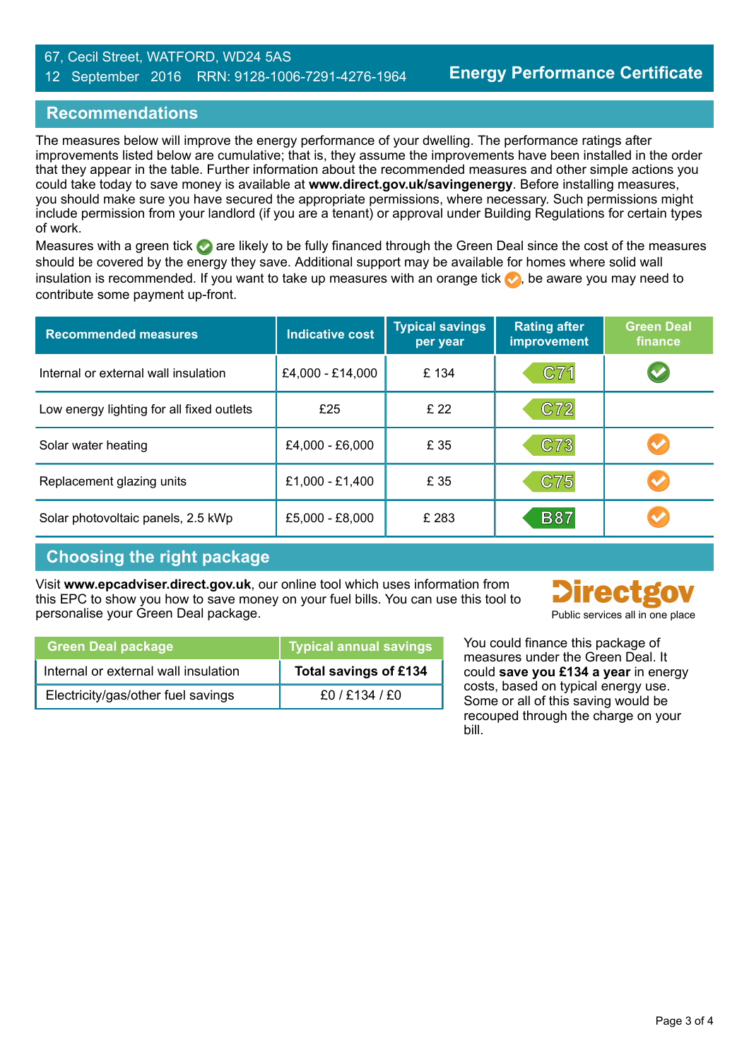67, Cecil Street, WATFORD, WD24 5AS
12 September 2016 RRN: 9128-1006-7291-4276-1964

**Energy Performance Certificate**

## Recommendations

The measures below will improve the energy performance of your dwelling. The performance ratings after improvements listed below are cumulative; that is, they assume the improvements have been installed in the order that they appear in the table. Further information about the recommended measures and other simple actions you could take today to save money is available at **www.direct.gov.uk/savingenergy**. Before installing measures, you should make sure you have secured the appropriate permissions, where necessary. Such permissions might include permission from your landlord (if you are a tenant) or approval under Building Regulations for certain types of work.

Measures with a green tick ✓ are likely to be fully financed through the Green Deal since the cost of the measures should be covered by the energy they save. Additional support may be available for homes where solid wall insulation is recommended. If you want to take up measures with an orange tick ✓, be aware you may need to contribute some payment up-front.

| Recommended measures | Indicative cost | Typical savings per year | Rating after improvement | Green Deal finance |
|---|---|---|---|---|
| Internal or external wall insulation | £4,000 - £14,000 | £ 134 | C71 | ✓ (green) |
| Low energy lighting for all fixed outlets | £25 | £ 22 | C72 | |
| Solar water heating | £4,000 - £6,000 | £ 35 | C73 | ✓ (orange) |
| Replacement glazing units | £1,000 - £1,400 | £ 35 | C75 | ✓ (orange) |
| Solar photovoltaic panels, 2.5 kWp | £5,000 - £8,000 | £ 283 | B87 | ✓ (orange) |

## Choosing the right package

Visit **www.epcadviser.direct.gov.uk**, our online tool which uses information from this EPC to show you how to save money on your fuel bills. You can use this tool to personalise your Green Deal package.

Directgov
Public services all in one place

| Green Deal package | Typical annual savings |
|---|---|
| Internal or external wall insulation | **Total savings of £134** |
| Electricity/gas/other fuel savings | £0 / £134 / £0 |

You could finance this package of measures under the Green Deal. It could **save you £134 a year** in energy costs, based on typical energy use. Some or all of this saving would be recouped through the charge on your bill.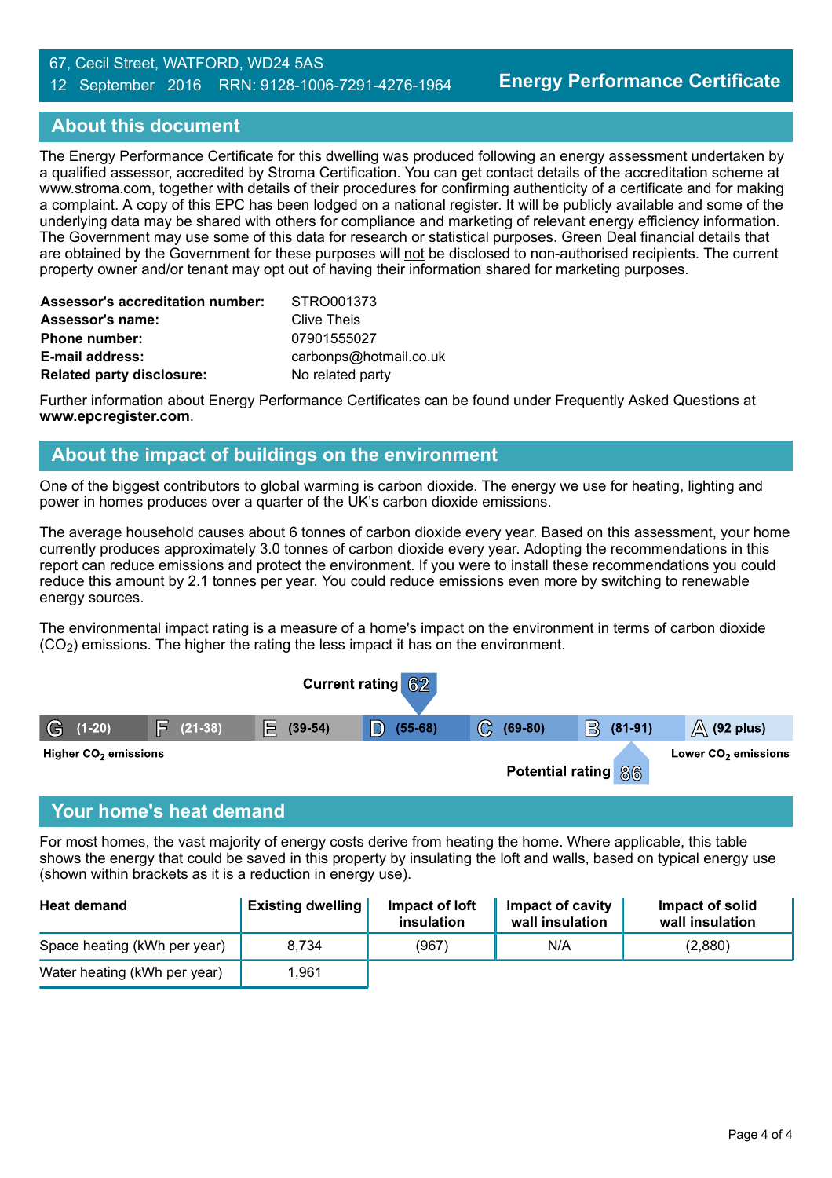67, Cecil Street, WATFORD, WD24 5AS
12 September 2016 RRN: 9128-1006-7291-4276-1964

**Energy Performance Certificate**

## About this document

The Energy Performance Certificate for this dwelling was produced following an energy assessment undertaken by a qualified assessor, accredited by Stroma Certification. You can get contact details of the accreditation scheme at www.stroma.com, together with details of their procedures for confirming authenticity of a certificate and for making a complaint. A copy of this EPC has been lodged on a national register. It will be publicly available and some of the underlying data may be shared with others for compliance and marketing of relevant energy efficiency information. The Government may use some of this data for research or statistical purposes. Green Deal financial details that are obtained by the Government for these purposes will not be disclosed to non-authorised recipients. The current property owner and/or tenant may opt out of having their information shared for marketing purposes.

| | |
|---|---|
| **Assessor's accreditation number:** | STRO001373 |
| **Assessor's name:** | Clive Theis |
| **Phone number:** | 07901555027 |
| **E-mail address:** | carbonps@hotmail.co.uk |
| **Related party disclosure:** | No related party |

Further information about Energy Performance Certificates can be found under Frequently Asked Questions at **www.epcregister.com**.

## About the impact of buildings on the environment

One of the biggest contributors to global warming is carbon dioxide. The energy we use for heating, lighting and power in homes produces over a quarter of the UK's carbon dioxide emissions.

The average household causes about 6 tonnes of carbon dioxide every year. Based on this assessment, your home currently produces approximately 3.0 tonnes of carbon dioxide every year. Adopting the recommendations in this report can reduce emissions and protect the environment. If you were to install these recommendations you could reduce this amount by 2.1 tonnes per year. You could reduce emissions even more by switching to renewable energy sources.

The environmental impact rating is a measure of a home's impact on the environment in terms of carbon dioxide ($CO_2$) emissions. The higher the rating the less impact it has on the environment.

Current rating 62

G (1-20)
F (21-38)
E (39-54)
D (55-68)
C (69-80)
B (81-91)
A (92 plus)

Higher $CO_2$ emissions

Lower $CO_2$ emissions

Potential rating 86

## Your home's heat demand

For most homes, the vast majority of energy costs derive from heating the home. Where applicable, this table shows the energy that could be saved in this property by insulating the loft and walls, based on typical energy use (shown within brackets as it is a reduction in energy use).

| Heat demand | Existing dwelling | Impact of loft insulation | Impact of cavity wall insulation | Impact of solid wall insulation |
|---|---|---|---|---|
| Space heating (kWh per year) | 8,734 | (967) | N/A | (2,880) |
| Water heating (kWh per year) | 1,961 | | | |